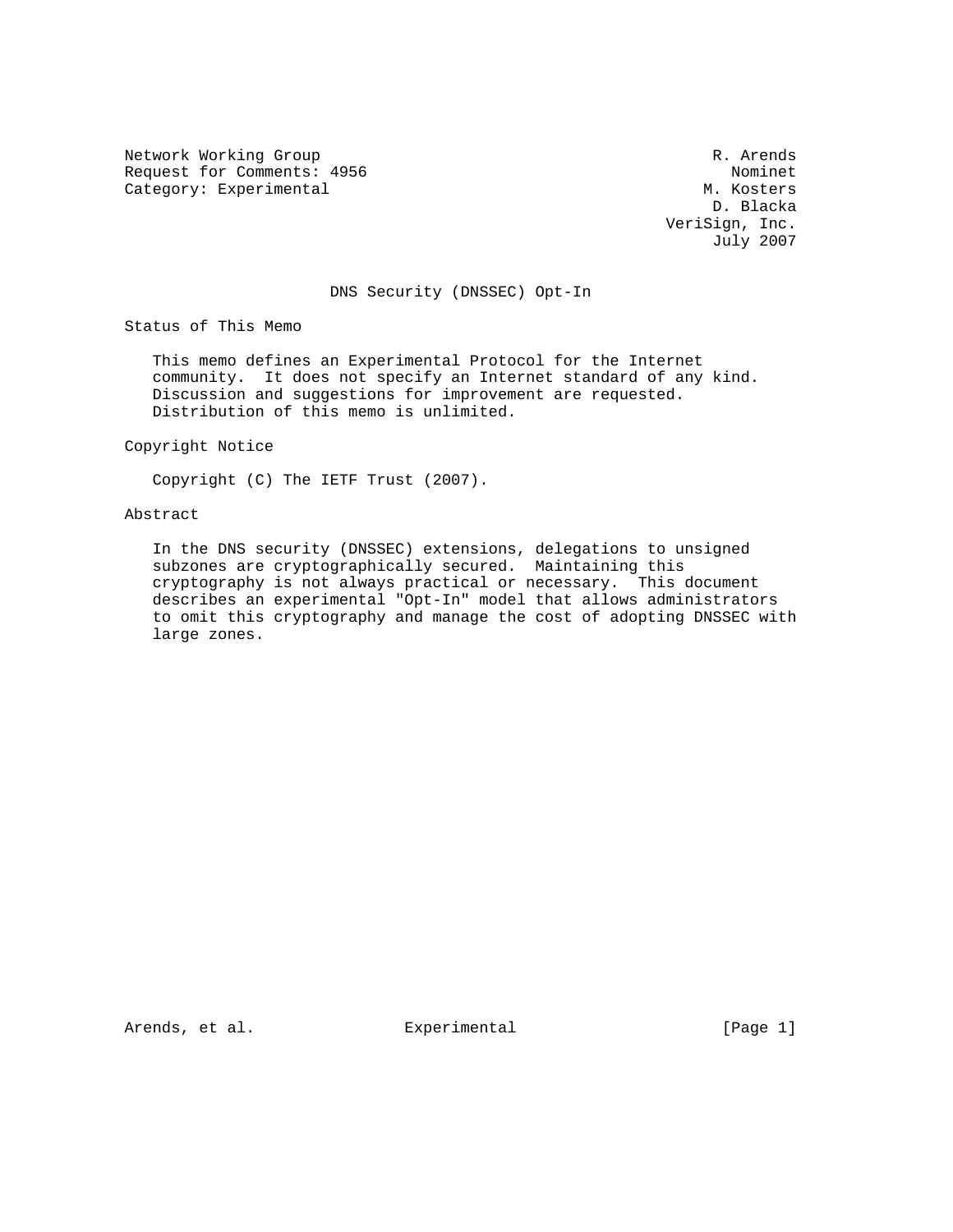Network Working Group
Request for Comments: 4956
Category: Experimental

R. Arends
Nominet
M. Kosters
D. Blacka
VeriSign, Inc.
July 2007

# DNS Security (DNSSEC) Opt-In

## Status of This Memo

This memo defines an Experimental Protocol for the Internet community. It does not specify an Internet standard of any kind. Discussion and suggestions for improvement are requested. Distribution of this memo is unlimited.

## Copyright Notice

Copyright (C) The IETF Trust (2007).

## Abstract

In the DNS security (DNSSEC) extensions, delegations to unsigned subzones are cryptographically secured. Maintaining this cryptography is not always practical or necessary. This document describes an experimental "Opt-In" model that allows administrators to omit this cryptography and manage the cost of adopting DNSSEC with large zones.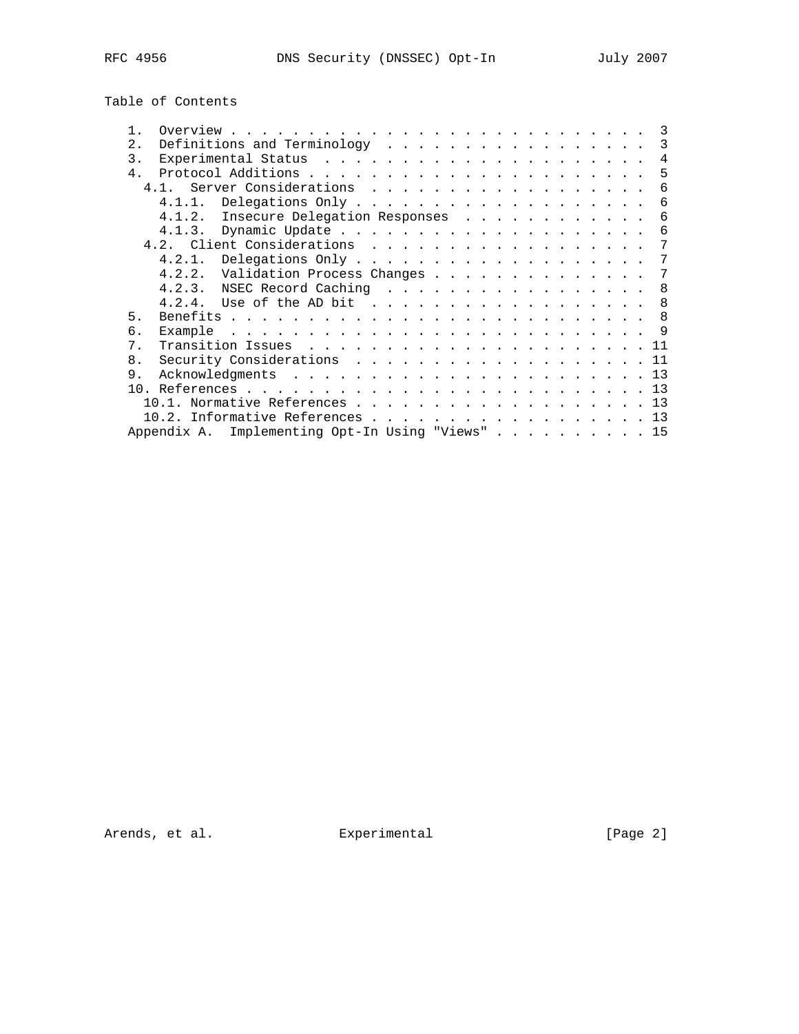## Table of Contents

```
   1.  Overview . . . . . . . . . . . . . . . . . . . . . . . . . . .  3
   2.  Definitions and Terminology  . . . . . . . . . . . . . . . . .  3
   3.  Experimental Status  . . . . . . . . . . . . . . . . . . . . .  4
   4.  Protocol Additions . . . . . . . . . . . . . . . . . . . . . .  5
     4.1.  Server Considerations  . . . . . . . . . . . . . . . . . .  6
       4.1.1.  Delegations Only . . . . . . . . . . . . . . . . . . .  6
       4.1.2.  Insecure Delegation Responses  . . . . . . . . . . . .  6
       4.1.3.  Dynamic Update . . . . . . . . . . . . . . . . . . . .  6
     4.2.  Client Considerations  . . . . . . . . . . . . . . . . . .  7
       4.2.1.  Delegations Only . . . . . . . . . . . . . . . . . . .  7
       4.2.2.  Validation Process Changes . . . . . . . . . . . . . .  7
       4.2.3.  NSEC Record Caching  . . . . . . . . . . . . . . . . .  8
       4.2.4.  Use of the AD bit  . . . . . . . . . . . . . . . . . .  8
   5.  Benefits . . . . . . . . . . . . . . . . . . . . . . . . . . .  8
   6.  Example  . . . . . . . . . . . . . . . . . . . . . . . . . . .  9
   7.  Transition Issues  . . . . . . . . . . . . . . . . . . . . . . 11
   8.  Security Considerations  . . . . . . . . . . . . . . . . . . . 11
   9.  Acknowledgments  . . . . . . . . . . . . . . . . . . . . . . . 13
   10. References . . . . . . . . . . . . . . . . . . . . . . . . . . 13
     10.1. Normative References . . . . . . . . . . . . . . . . . . . 13
     10.2. Informative References . . . . . . . . . . . . . . . . . . 13
   Appendix A.  Implementing Opt-In Using "Views" . . . . . . . . . . 15
```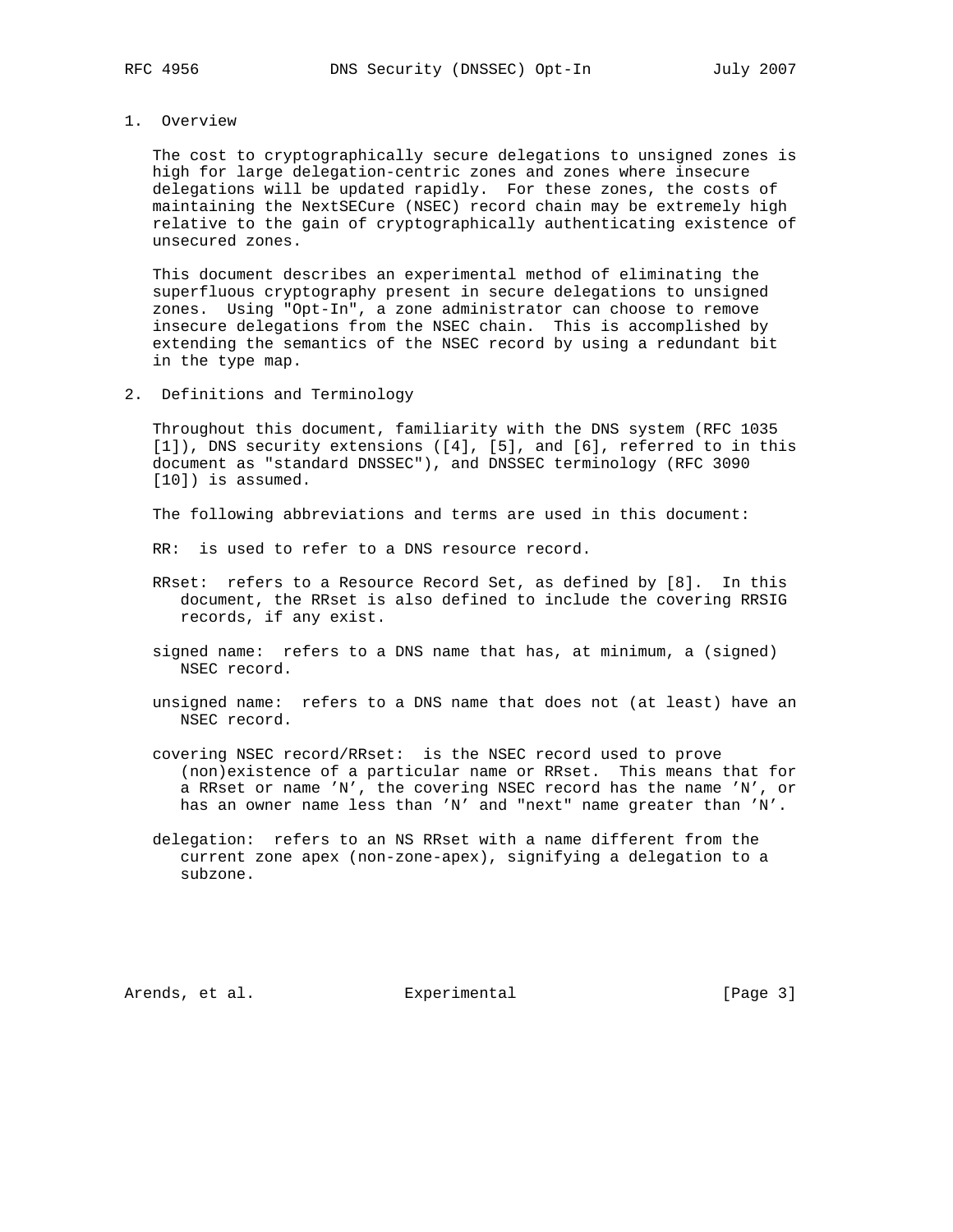## 1. Overview

The cost to cryptographically secure delegations to unsigned zones is high for large delegation-centric zones and zones where insecure delegations will be updated rapidly. For these zones, the costs of maintaining the NextSECure (NSEC) record chain may be extremely high relative to the gain of cryptographically authenticating existence of unsecured zones.

This document describes an experimental method of eliminating the superfluous cryptography present in secure delegations to unsigned zones. Using "Opt-In", a zone administrator can choose to remove insecure delegations from the NSEC chain. This is accomplished by extending the semantics of the NSEC record by using a redundant bit in the type map.

## 2. Definitions and Terminology

Throughout this document, familiarity with the DNS system (RFC 1035 [1]), DNS security extensions ([4], [5], and [6], referred to in this document as "standard DNSSEC"), and DNSSEC terminology (RFC 3090 [10]) is assumed.

The following abbreviations and terms are used in this document:

RR: is used to refer to a DNS resource record.

RRset: refers to a Resource Record Set, as defined by [8]. In this document, the RRset is also defined to include the covering RRSIG records, if any exist.

signed name: refers to a DNS name that has, at minimum, a (signed) NSEC record.

unsigned name: refers to a DNS name that does not (at least) have an NSEC record.

covering NSEC record/RRset: is the NSEC record used to prove (non)existence of a particular name or RRset. This means that for a RRset or name 'N', the covering NSEC record has the name 'N', or has an owner name less than 'N' and "next" name greater than 'N'.

delegation: refers to an NS RRset with a name different from the current zone apex (non-zone-apex), signifying a delegation to a subzone.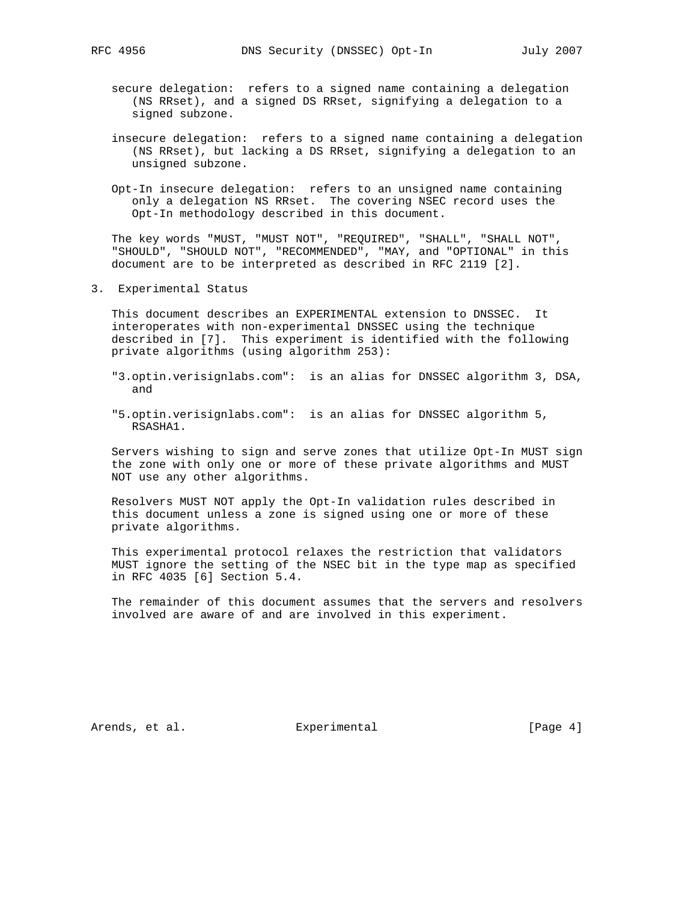secure delegation: refers to a signed name containing a delegation (NS RRset), and a signed DS RRset, signifying a delegation to a signed subzone.

insecure delegation: refers to a signed name containing a delegation (NS RRset), but lacking a DS RRset, signifying a delegation to an unsigned subzone.

Opt-In insecure delegation: refers to an unsigned name containing only a delegation NS RRset. The covering NSEC record uses the Opt-In methodology described in this document.

The key words "MUST, "MUST NOT", "REQUIRED", "SHALL", "SHALL NOT", "SHOULD", "SHOULD NOT", "RECOMMENDED", "MAY, and "OPTIONAL" in this document are to be interpreted as described in RFC 2119 [2].

## 3. Experimental Status

This document describes an EXPERIMENTAL extension to DNSSEC. It interoperates with non-experimental DNSSEC using the technique described in [7]. This experiment is identified with the following private algorithms (using algorithm 253):

"3.optin.verisignlabs.com": is an alias for DNSSEC algorithm 3, DSA, and

"5.optin.verisignlabs.com": is an alias for DNSSEC algorithm 5, RSASHA1.

Servers wishing to sign and serve zones that utilize Opt-In MUST sign the zone with only one or more of these private algorithms and MUST NOT use any other algorithms.

Resolvers MUST NOT apply the Opt-In validation rules described in this document unless a zone is signed using one or more of these private algorithms.

This experimental protocol relaxes the restriction that validators MUST ignore the setting of the NSEC bit in the type map as specified in RFC 4035 [6] Section 5.4.

The remainder of this document assumes that the servers and resolvers involved are aware of and are involved in this experiment.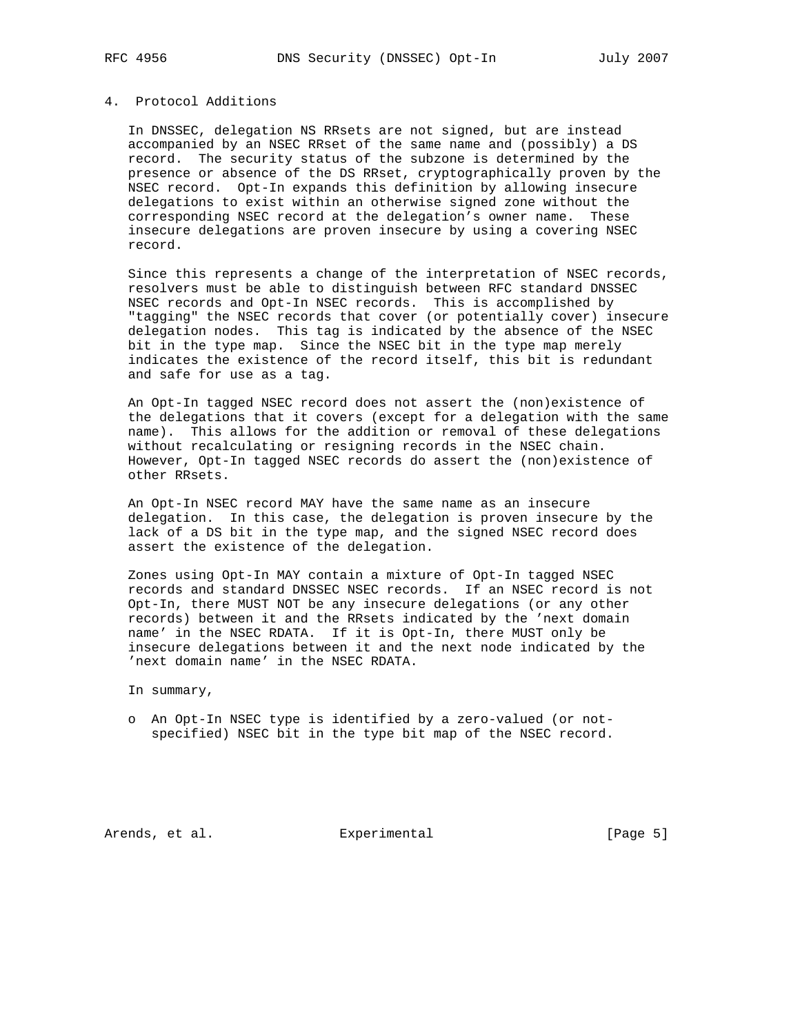## 4. Protocol Additions

In DNSSEC, delegation NS RRsets are not signed, but are instead accompanied by an NSEC RRset of the same name and (possibly) a DS record. The security status of the subzone is determined by the presence or absence of the DS RRset, cryptographically proven by the NSEC record. Opt-In expands this definition by allowing insecure delegations to exist within an otherwise signed zone without the corresponding NSEC record at the delegation's owner name. These insecure delegations are proven insecure by using a covering NSEC record.

Since this represents a change of the interpretation of NSEC records, resolvers must be able to distinguish between RFC standard DNSSEC NSEC records and Opt-In NSEC records. This is accomplished by "tagging" the NSEC records that cover (or potentially cover) insecure delegation nodes. This tag is indicated by the absence of the NSEC bit in the type map. Since the NSEC bit in the type map merely indicates the existence of the record itself, this bit is redundant and safe for use as a tag.

An Opt-In tagged NSEC record does not assert the (non)existence of the delegations that it covers (except for a delegation with the same name). This allows for the addition or removal of these delegations without recalculating or resigning records in the NSEC chain. However, Opt-In tagged NSEC records do assert the (non)existence of other RRsets.

An Opt-In NSEC record MAY have the same name as an insecure delegation. In this case, the delegation is proven insecure by the lack of a DS bit in the type map, and the signed NSEC record does assert the existence of the delegation.

Zones using Opt-In MAY contain a mixture of Opt-In tagged NSEC records and standard DNSSEC NSEC records. If an NSEC record is not Opt-In, there MUST NOT be any insecure delegations (or any other records) between it and the RRsets indicated by the 'next domain name' in the NSEC RDATA. If it is Opt-In, there MUST only be insecure delegations between it and the next node indicated by the 'next domain name' in the NSEC RDATA.

In summary,

- An Opt-In NSEC type is identified by a zero-valued (or not-specified) NSEC bit in the type bit map of the NSEC record.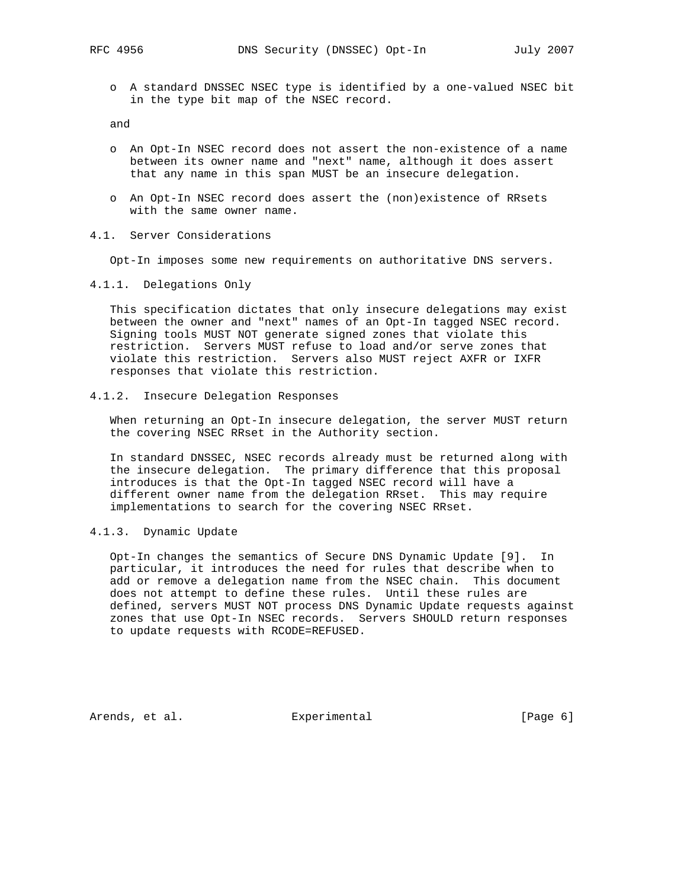- A standard DNSSEC NSEC type is identified by a one-valued NSEC bit in the type bit map of the NSEC record.

and

- An Opt-In NSEC record does not assert the non-existence of a name between its owner name and "next" name, although it does assert that any name in this span MUST be an insecure delegation.

- An Opt-In NSEC record does assert the (non)existence of RRsets with the same owner name.

## 4.1. Server Considerations

Opt-In imposes some new requirements on authoritative DNS servers.

### 4.1.1. Delegations Only

This specification dictates that only insecure delegations may exist between the owner and "next" names of an Opt-In tagged NSEC record. Signing tools MUST NOT generate signed zones that violate this restriction. Servers MUST refuse to load and/or serve zones that violate this restriction. Servers also MUST reject AXFR or IXFR responses that violate this restriction.

### 4.1.2. Insecure Delegation Responses

When returning an Opt-In insecure delegation, the server MUST return the covering NSEC RRset in the Authority section.

In standard DNSSEC, NSEC records already must be returned along with the insecure delegation. The primary difference that this proposal introduces is that the Opt-In tagged NSEC record will have a different owner name from the delegation RRset. This may require implementations to search for the covering NSEC RRset.

### 4.1.3. Dynamic Update

Opt-In changes the semantics of Secure DNS Dynamic Update [9]. In particular, it introduces the need for rules that describe when to add or remove a delegation name from the NSEC chain. This document does not attempt to define these rules. Until these rules are defined, servers MUST NOT process DNS Dynamic Update requests against zones that use Opt-In NSEC records. Servers SHOULD return responses to update requests with RCODE=REFUSED.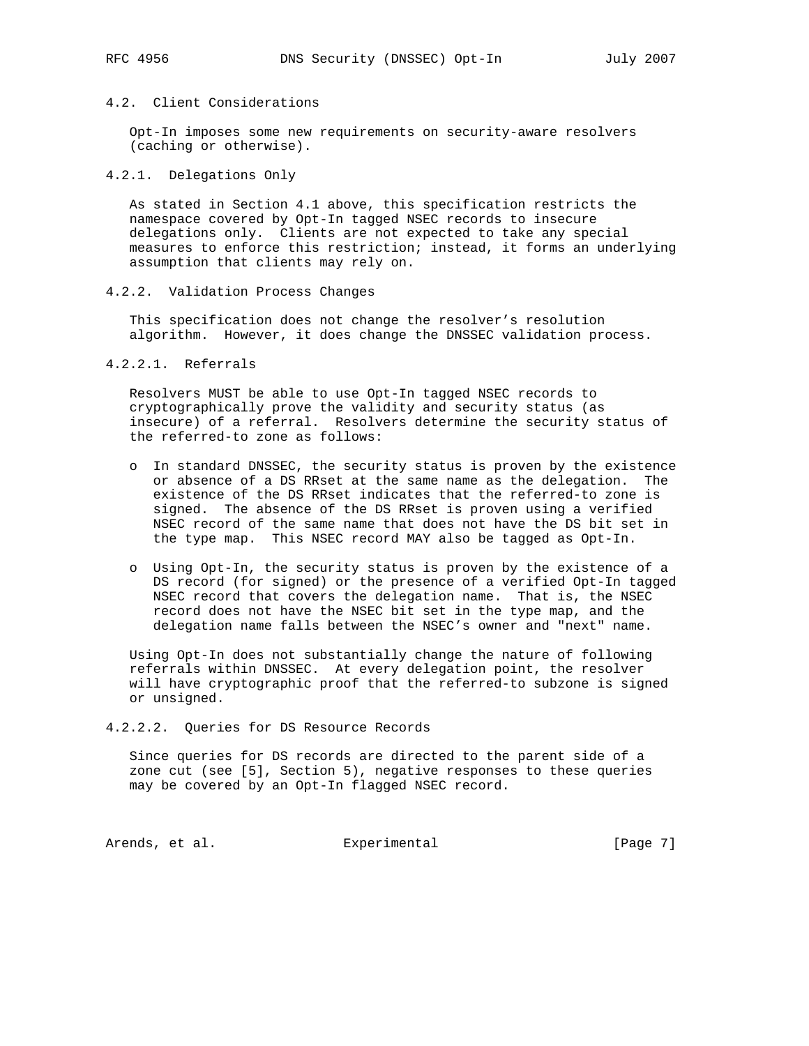### 4.2. Client Considerations

Opt-In imposes some new requirements on security-aware resolvers (caching or otherwise).

#### 4.2.1. Delegations Only

As stated in Section 4.1 above, this specification restricts the namespace covered by Opt-In tagged NSEC records to insecure delegations only. Clients are not expected to take any special measures to enforce this restriction; instead, it forms an underlying assumption that clients may rely on.

#### 4.2.2. Validation Process Changes

This specification does not change the resolver's resolution algorithm. However, it does change the DNSSEC validation process.

##### 4.2.2.1. Referrals

Resolvers MUST be able to use Opt-In tagged NSEC records to cryptographically prove the validity and security status (as insecure) of a referral. Resolvers determine the security status of the referred-to zone as follows:

- In standard DNSSEC, the security status is proven by the existence or absence of a DS RRset at the same name as the delegation. The existence of the DS RRset indicates that the referred-to zone is signed. The absence of the DS RRset is proven using a verified NSEC record of the same name that does not have the DS bit set in the type map. This NSEC record MAY also be tagged as Opt-In.

- Using Opt-In, the security status is proven by the existence of a DS record (for signed) or the presence of a verified Opt-In tagged NSEC record that covers the delegation name. That is, the NSEC record does not have the NSEC bit set in the type map, and the delegation name falls between the NSEC's owner and "next" name.

Using Opt-In does not substantially change the nature of following referrals within DNSSEC. At every delegation point, the resolver will have cryptographic proof that the referred-to subzone is signed or unsigned.

##### 4.2.2.2. Queries for DS Resource Records

Since queries for DS records are directed to the parent side of a zone cut (see [5], Section 5), negative responses to these queries may be covered by an Opt-In flagged NSEC record.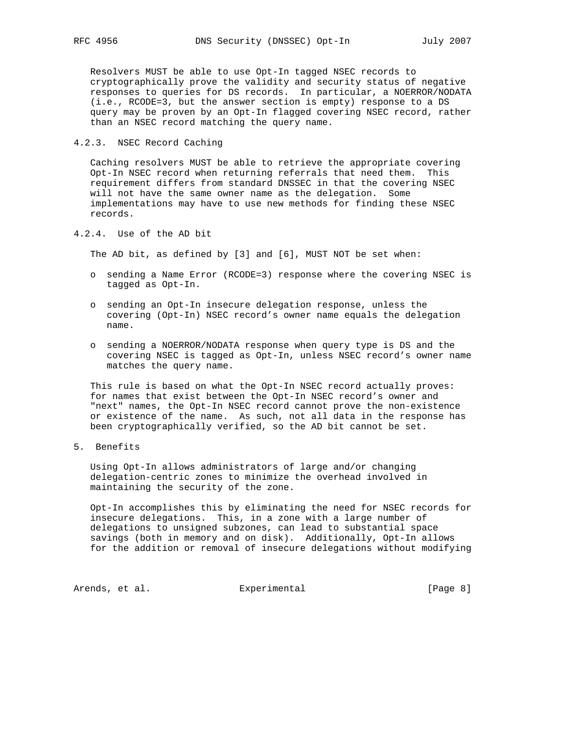Resolvers MUST be able to use Opt-In tagged NSEC records to cryptographically prove the validity and security status of negative responses to queries for DS records. In particular, a NOERROR/NODATA (i.e., RCODE=3, but the answer section is empty) response to a DS query may be proven by an Opt-In flagged covering NSEC record, rather than an NSEC record matching the query name.

### 4.2.3. NSEC Record Caching

Caching resolvers MUST be able to retrieve the appropriate covering Opt-In NSEC record when returning referrals that need them. This requirement differs from standard DNSSEC in that the covering NSEC will not have the same owner name as the delegation. Some implementations may have to use new methods for finding these NSEC records.

### 4.2.4. Use of the AD bit

The AD bit, as defined by [3] and [6], MUST NOT be set when:

- sending a Name Error (RCODE=3) response where the covering NSEC is tagged as Opt-In.
- sending an Opt-In insecure delegation response, unless the covering (Opt-In) NSEC record's owner name equals the delegation name.
- sending a NOERROR/NODATA response when query type is DS and the covering NSEC is tagged as Opt-In, unless NSEC record's owner name matches the query name.

This rule is based on what the Opt-In NSEC record actually proves: for names that exist between the Opt-In NSEC record's owner and "next" names, the Opt-In NSEC record cannot prove the non-existence or existence of the name. As such, not all data in the response has been cryptographically verified, so the AD bit cannot be set.

## 5. Benefits

Using Opt-In allows administrators of large and/or changing delegation-centric zones to minimize the overhead involved in maintaining the security of the zone.

Opt-In accomplishes this by eliminating the need for NSEC records for insecure delegations. This, in a zone with a large number of delegations to unsigned subzones, can lead to substantial space savings (both in memory and on disk). Additionally, Opt-In allows for the addition or removal of insecure delegations without modifying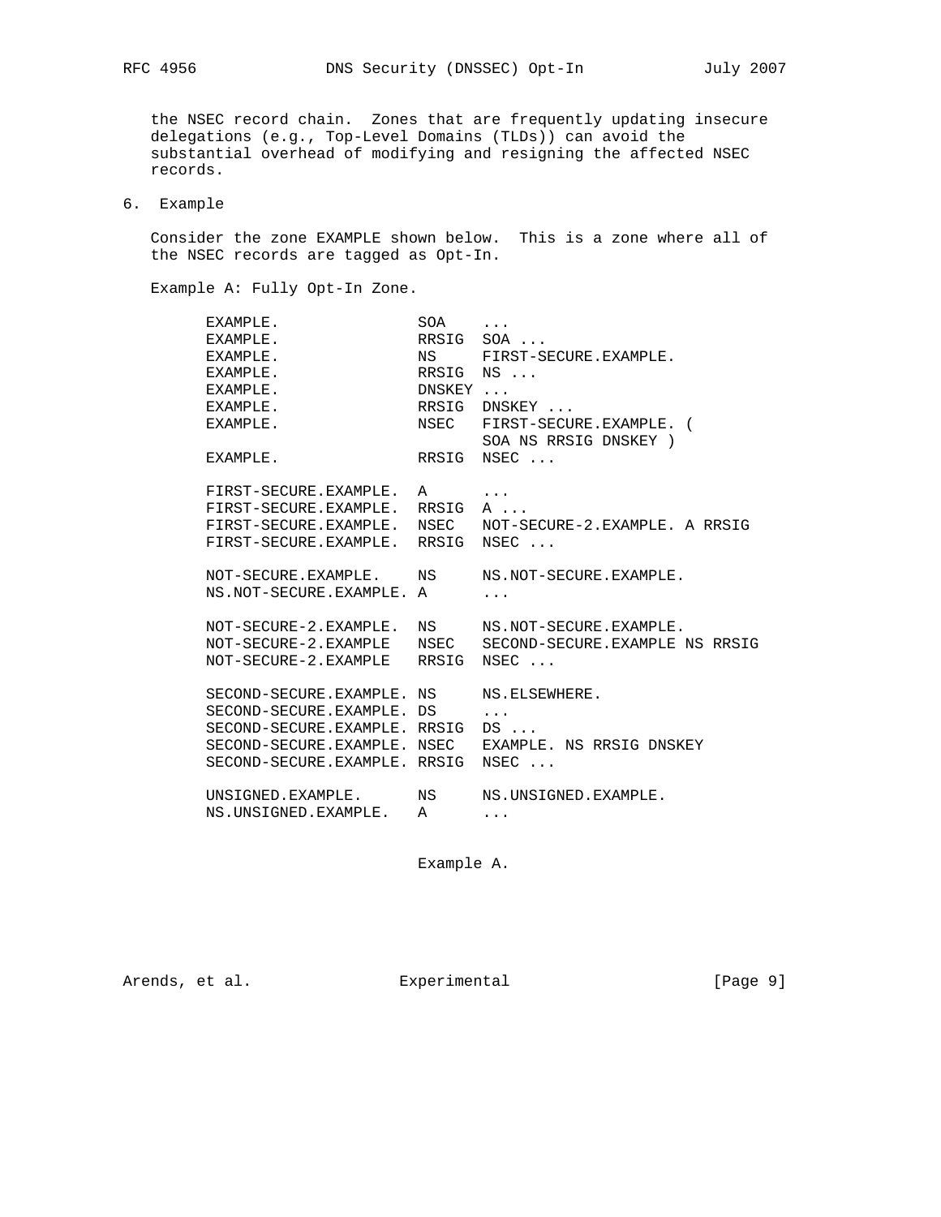the NSEC record chain. Zones that are frequently updating insecure delegations (e.g., Top-Level Domains (TLDs)) can avoid the substantial overhead of modifying and resigning the affected NSEC records.

## 6. Example

Consider the zone EXAMPLE shown below. This is a zone where all of the NSEC records are tagged as Opt-In.

Example A: Fully Opt-In Zone.

```
EXAMPLE.                SOA    ...
EXAMPLE.                RRSIG  SOA ...
EXAMPLE.                NS     FIRST-SECURE.EXAMPLE.
EXAMPLE.                RRSIG  NS ...
EXAMPLE.                DNSKEY ...
EXAMPLE.                RRSIG  DNSKEY ...
EXAMPLE.                NSEC   FIRST-SECURE.EXAMPLE. (
                               SOA NS RRSIG DNSKEY )
EXAMPLE.                RRSIG  NSEC ...

FIRST-SECURE.EXAMPLE.   A      ...
FIRST-SECURE.EXAMPLE.   RRSIG  A ...
FIRST-SECURE.EXAMPLE.   NSEC   NOT-SECURE-2.EXAMPLE. A RRSIG
FIRST-SECURE.EXAMPLE.   RRSIG  NSEC ...

NOT-SECURE.EXAMPLE.     NS     NS.NOT-SECURE.EXAMPLE.
NS.NOT-SECURE.EXAMPLE.  A      ...

NOT-SECURE-2.EXAMPLE.   NS     NS.NOT-SECURE.EXAMPLE.
NOT-SECURE-2.EXAMPLE    NSEC   SECOND-SECURE.EXAMPLE NS RRSIG
NOT-SECURE-2.EXAMPLE    RRSIG  NSEC ...

SECOND-SECURE.EXAMPLE.  NS     NS.ELSEWHERE.
SECOND-SECURE.EXAMPLE.  DS     ...
SECOND-SECURE.EXAMPLE.  RRSIG  DS ...
SECOND-SECURE.EXAMPLE.  NSEC   EXAMPLE. NS RRSIG DNSKEY
SECOND-SECURE.EXAMPLE.  RRSIG  NSEC ...

UNSIGNED.EXAMPLE.       NS     NS.UNSIGNED.EXAMPLE.
NS.UNSIGNED.EXAMPLE.    A      ...
```

Example A.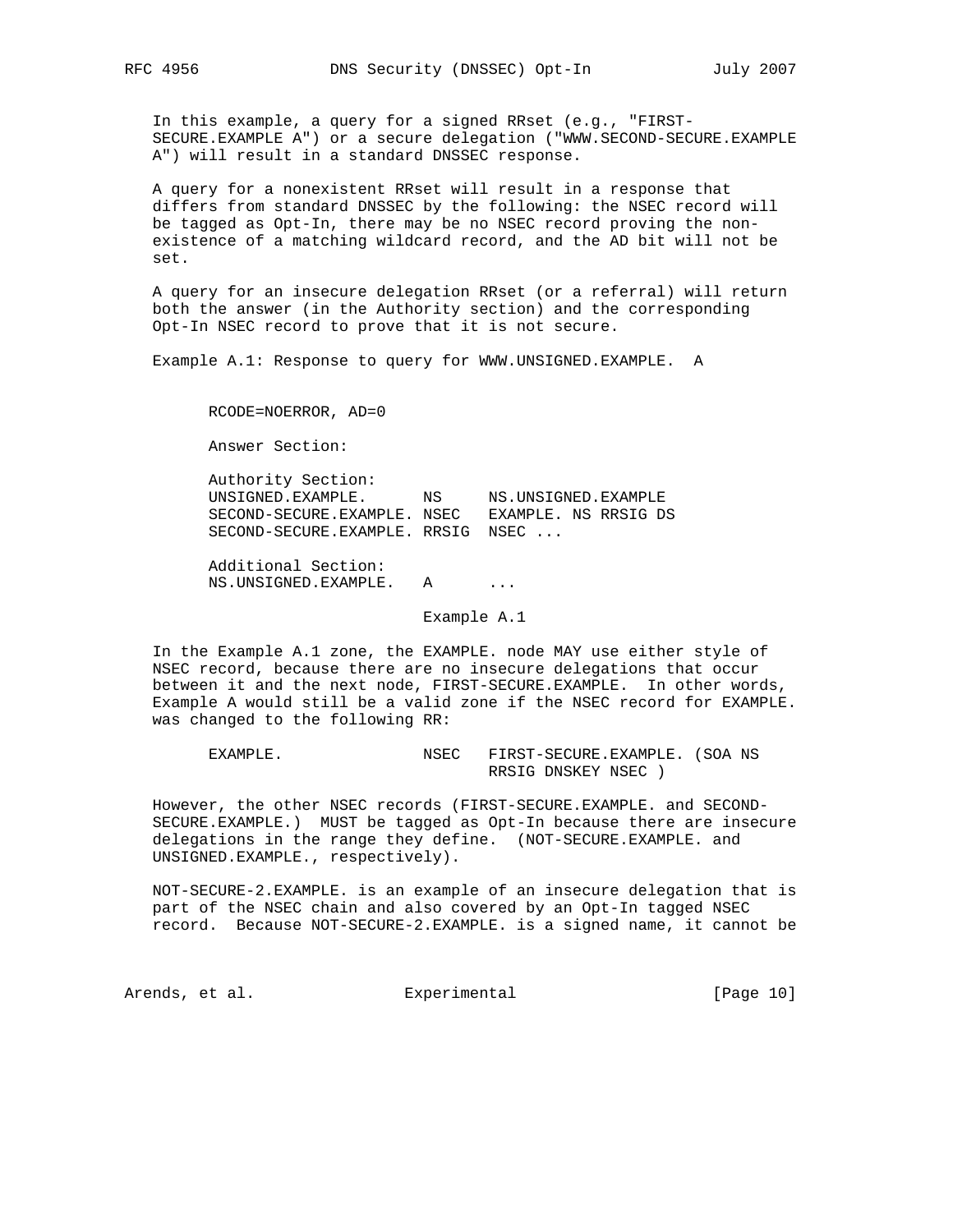In this example, a query for a signed RRset (e.g., "FIRST-SECURE.EXAMPLE A") or a secure delegation ("WWW.SECOND-SECURE.EXAMPLE A") will result in a standard DNSSEC response.

A query for a nonexistent RRset will result in a response that differs from standard DNSSEC by the following: the NSEC record will be tagged as Opt-In, there may be no NSEC record proving the non-existence of a matching wildcard record, and the AD bit will not be set.

A query for an insecure delegation RRset (or a referral) will return both the answer (in the Authority section) and the corresponding Opt-In NSEC record to prove that it is not secure.

Example A.1: Response to query for WWW.UNSIGNED.EXAMPLE.  A

```
      RCODE=NOERROR, AD=0

      Answer Section:

      Authority Section:
      UNSIGNED.EXAMPLE.      NS     NS.UNSIGNED.EXAMPLE
      SECOND-SECURE.EXAMPLE. NSEC   EXAMPLE. NS RRSIG DS
      SECOND-SECURE.EXAMPLE. RRSIG  NSEC ...

      Additional Section:
      NS.UNSIGNED.EXAMPLE.   A      ...
```

Example A.1

In the Example A.1 zone, the EXAMPLE. node MAY use either style of NSEC record, because there are no insecure delegations that occur between it and the next node, FIRST-SECURE.EXAMPLE. In other words, Example A would still be a valid zone if the NSEC record for EXAMPLE. was changed to the following RR:

```
      EXAMPLE.               NSEC   FIRST-SECURE.EXAMPLE. (SOA NS
                                    RRSIG DNSKEY NSEC )
```

However, the other NSEC records (FIRST-SECURE.EXAMPLE. and SECOND-SECURE.EXAMPLE.) MUST be tagged as Opt-In because there are insecure delegations in the range they define. (NOT-SECURE.EXAMPLE. and UNSIGNED.EXAMPLE., respectively).

NOT-SECURE-2.EXAMPLE. is an example of an insecure delegation that is part of the NSEC chain and also covered by an Opt-In tagged NSEC record. Because NOT-SECURE-2.EXAMPLE. is a signed name, it cannot be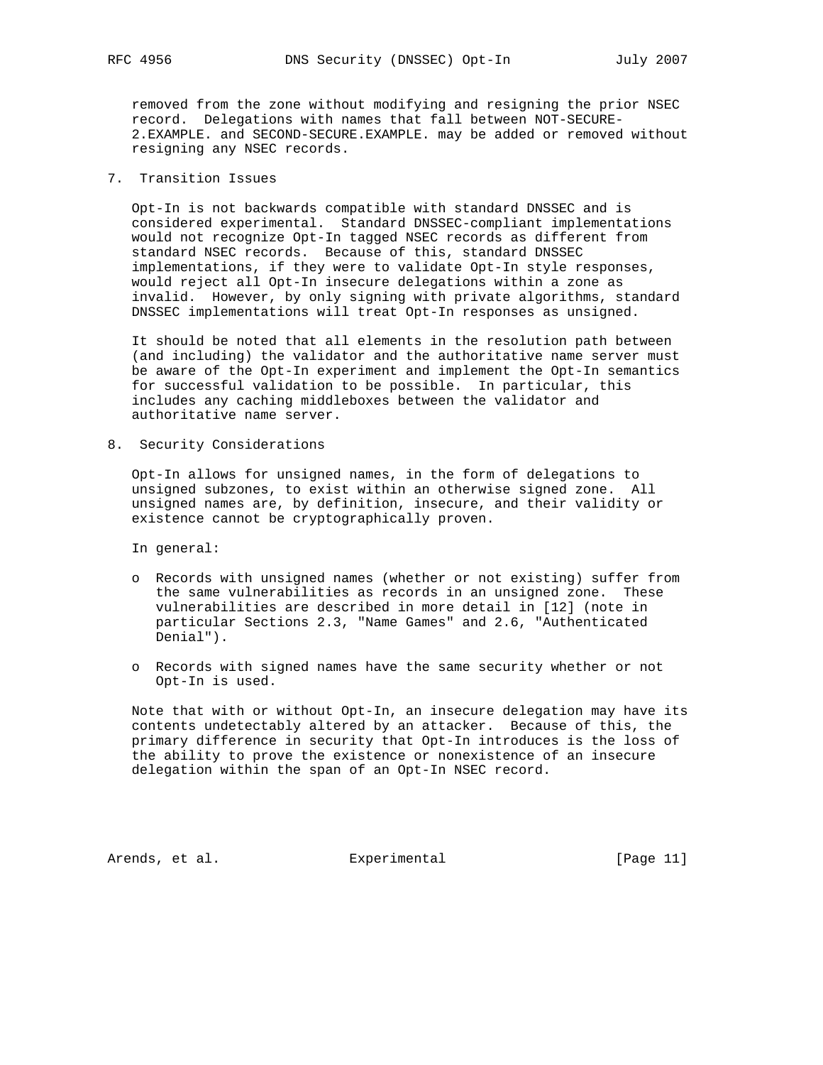removed from the zone without modifying and resigning the prior NSEC record. Delegations with names that fall between NOT-SECURE-2.EXAMPLE. and SECOND-SECURE.EXAMPLE. may be added or removed without resigning any NSEC records.

## 7. Transition Issues

Opt-In is not backwards compatible with standard DNSSEC and is considered experimental. Standard DNSSEC-compliant implementations would not recognize Opt-In tagged NSEC records as different from standard NSEC records. Because of this, standard DNSSEC implementations, if they were to validate Opt-In style responses, would reject all Opt-In insecure delegations within a zone as invalid. However, by only signing with private algorithms, standard DNSSEC implementations will treat Opt-In responses as unsigned.

It should be noted that all elements in the resolution path between (and including) the validator and the authoritative name server must be aware of the Opt-In experiment and implement the Opt-In semantics for successful validation to be possible. In particular, this includes any caching middleboxes between the validator and authoritative name server.

## 8. Security Considerations

Opt-In allows for unsigned names, in the form of delegations to unsigned subzones, to exist within an otherwise signed zone. All unsigned names are, by definition, insecure, and their validity or existence cannot be cryptographically proven.

In general:

- Records with unsigned names (whether or not existing) suffer from the same vulnerabilities as records in an unsigned zone. These vulnerabilities are described in more detail in [12] (note in particular Sections 2.3, "Name Games" and 2.6, "Authenticated Denial").
- Records with signed names have the same security whether or not Opt-In is used.

Note that with or without Opt-In, an insecure delegation may have its contents undetectably altered by an attacker. Because of this, the primary difference in security that Opt-In introduces is the loss of the ability to prove the existence or nonexistence of an insecure delegation within the span of an Opt-In NSEC record.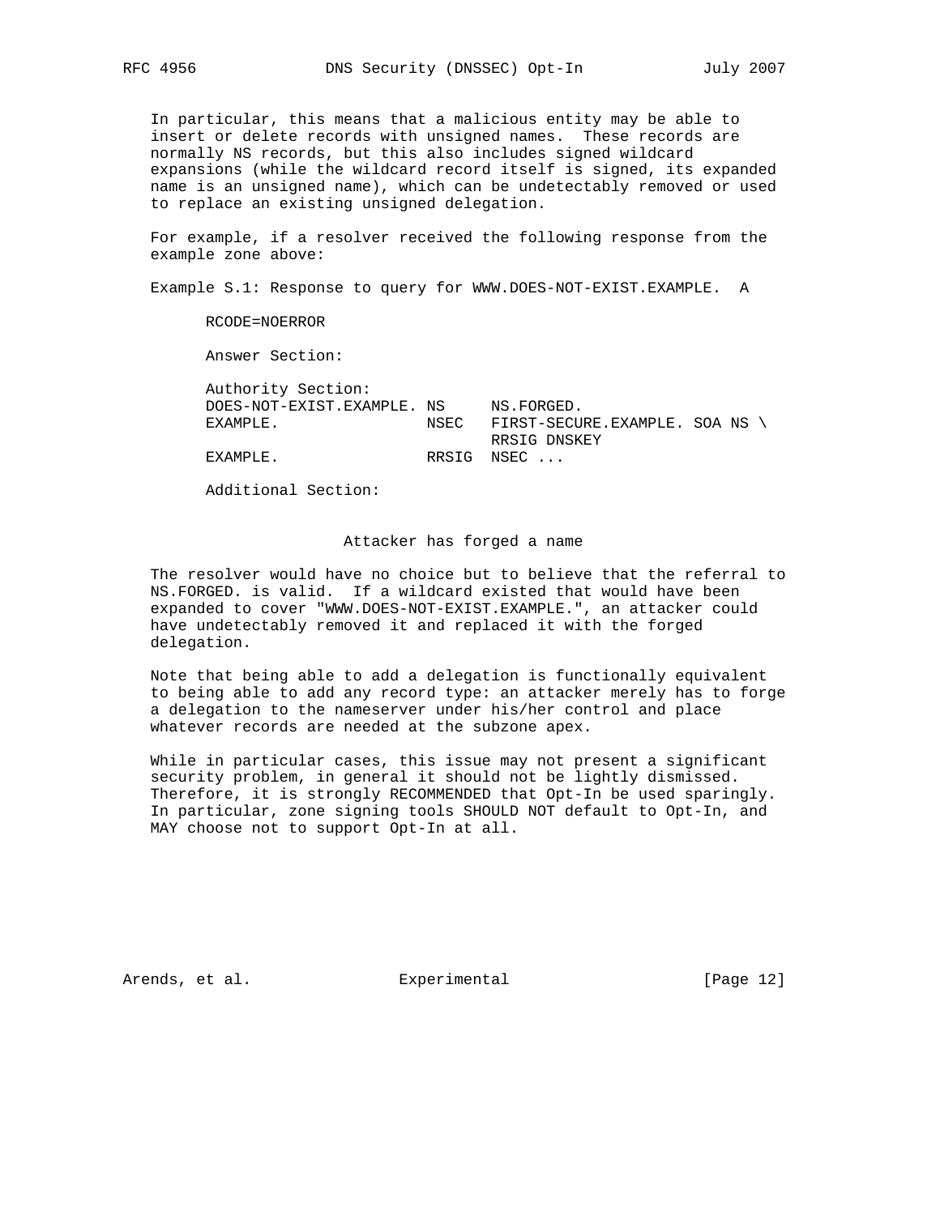In particular, this means that a malicious entity may be able to insert or delete records with unsigned names. These records are normally NS records, but this also includes signed wildcard expansions (while the wildcard record itself is signed, its expanded name is an unsigned name), which can be undetectably removed or used to replace an existing unsigned delegation.

For example, if a resolver received the following response from the example zone above:

Example S.1: Response to query for WWW.DOES-NOT-EXIST.EXAMPLE. A

```
      RCODE=NOERROR

      Answer Section:

      Authority Section:
      DOES-NOT-EXIST.EXAMPLE. NS     NS.FORGED.
      EXAMPLE.                NSEC   FIRST-SECURE.EXAMPLE. SOA NS \
                                     RRSIG DNSKEY
      EXAMPLE.                RRSIG  NSEC ...

      Additional Section:


                       Attacker has forged a name
```

The resolver would have no choice but to believe that the referral to NS.FORGED. is valid. If a wildcard existed that would have been expanded to cover "WWW.DOES-NOT-EXIST.EXAMPLE.", an attacker could have undetectably removed it and replaced it with the forged delegation.

Note that being able to add a delegation is functionally equivalent to being able to add any record type: an attacker merely has to forge a delegation to the nameserver under his/her control and place whatever records are needed at the subzone apex.

While in particular cases, this issue may not present a significant security problem, in general it should not be lightly dismissed. Therefore, it is strongly RECOMMENDED that Opt-In be used sparingly. In particular, zone signing tools SHOULD NOT default to Opt-In, and MAY choose not to support Opt-In at all.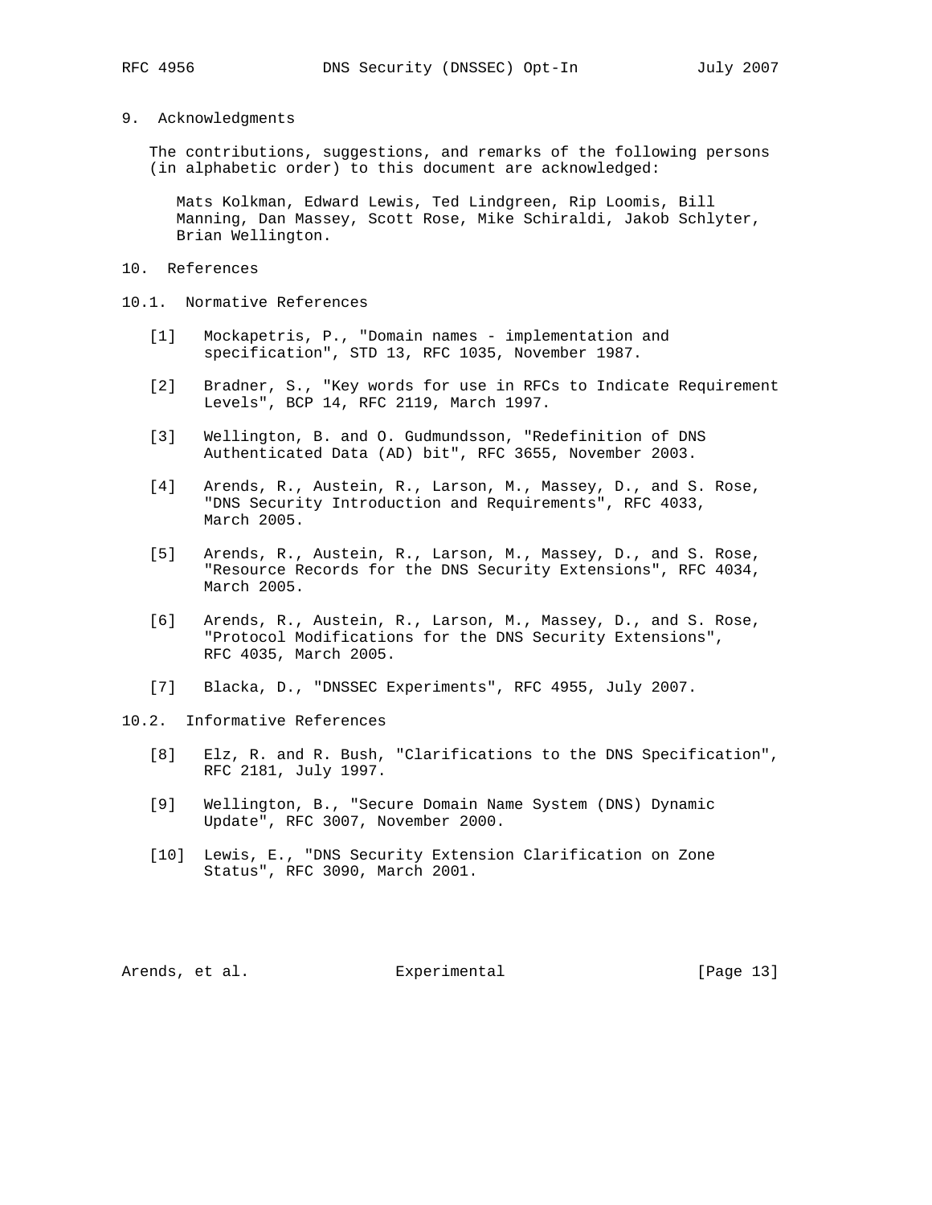## 9. Acknowledgments

The contributions, suggestions, and remarks of the following persons (in alphabetic order) to this document are acknowledged:

Mats Kolkman, Edward Lewis, Ted Lindgreen, Rip Loomis, Bill Manning, Dan Massey, Scott Rose, Mike Schiraldi, Jakob Schlyter, Brian Wellington.

## 10. References

### 10.1. Normative References

[1] Mockapetris, P., "Domain names - implementation and specification", STD 13, RFC 1035, November 1987.

[2] Bradner, S., "Key words for use in RFCs to Indicate Requirement Levels", BCP 14, RFC 2119, March 1997.

[3] Wellington, B. and O. Gudmundsson, "Redefinition of DNS Authenticated Data (AD) bit", RFC 3655, November 2003.

[4] Arends, R., Austein, R., Larson, M., Massey, D., and S. Rose, "DNS Security Introduction and Requirements", RFC 4033, March 2005.

[5] Arends, R., Austein, R., Larson, M., Massey, D., and S. Rose, "Resource Records for the DNS Security Extensions", RFC 4034, March 2005.

[6] Arends, R., Austein, R., Larson, M., Massey, D., and S. Rose, "Protocol Modifications for the DNS Security Extensions", RFC 4035, March 2005.

[7] Blacka, D., "DNSSEC Experiments", RFC 4955, July 2007.

### 10.2. Informative References

[8] Elz, R. and R. Bush, "Clarifications to the DNS Specification", RFC 2181, July 1997.

[9] Wellington, B., "Secure Domain Name System (DNS) Dynamic Update", RFC 3007, November 2000.

[10] Lewis, E., "DNS Security Extension Clarification on Zone Status", RFC 3090, March 2001.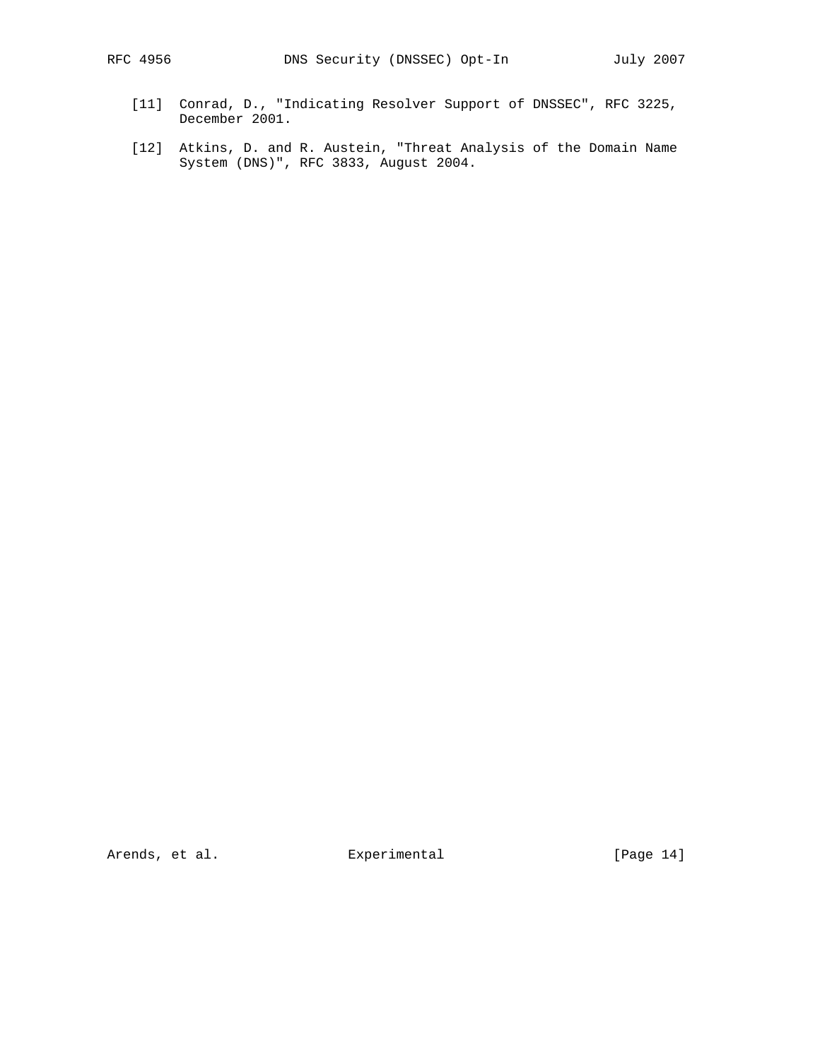[11] Conrad, D., "Indicating Resolver Support of DNSSEC", RFC 3225, December 2001.

[12] Atkins, D. and R. Austein, "Threat Analysis of the Domain Name System (DNS)", RFC 3833, August 2004.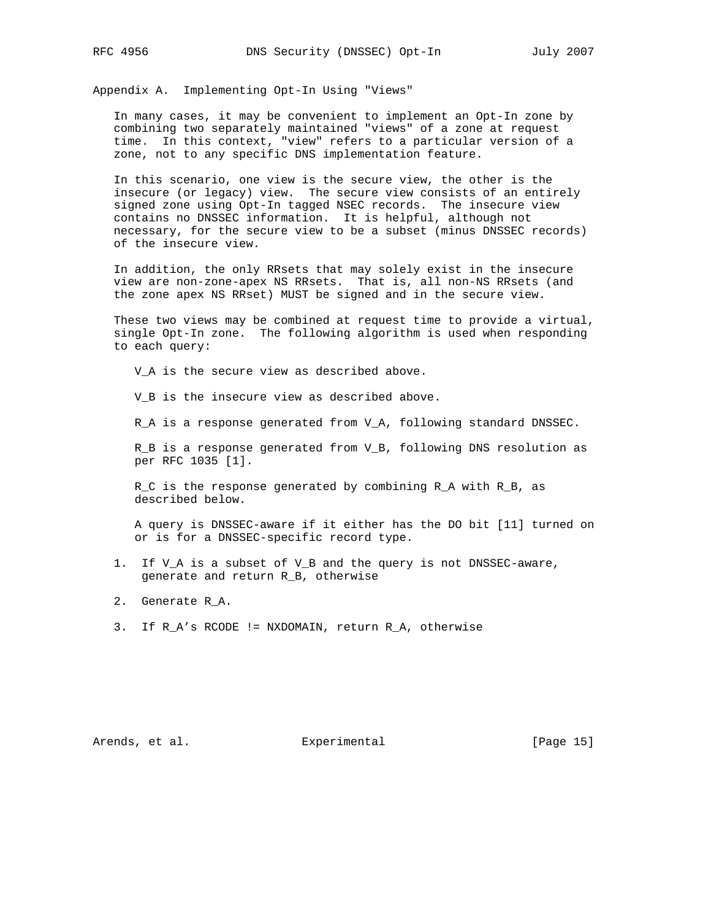## Appendix A. Implementing Opt-In Using "Views"

In many cases, it may be convenient to implement an Opt-In zone by combining two separately maintained "views" of a zone at request time. In this context, "view" refers to a particular version of a zone, not to any specific DNS implementation feature.

In this scenario, one view is the secure view, the other is the insecure (or legacy) view. The secure view consists of an entirely signed zone using Opt-In tagged NSEC records. The insecure view contains no DNSSEC information. It is helpful, although not necessary, for the secure view to be a subset (minus DNSSEC records) of the insecure view.

In addition, the only RRsets that may solely exist in the insecure view are non-zone-apex NS RRsets. That is, all non-NS RRsets (and the zone apex NS RRset) MUST be signed and in the secure view.

These two views may be combined at request time to provide a virtual, single Opt-In zone. The following algorithm is used when responding to each query:

$V_A$ is the secure view as described above.

$V_B$ is the insecure view as described above.

$R_A$ is a response generated from $V_A$, following standard DNSSEC.

$R_B$ is a response generated from $V_B$, following DNS resolution as per RFC 1035 [1].

$R_C$ is the response generated by combining $R_A$ with $R_B$, as described below.

A query is DNSSEC-aware if it either has the DO bit [11] turned on or is for a DNSSEC-specific record type.

1. If $V_A$ is a subset of $V_B$ and the query is not DNSSEC-aware, generate and return $R_B$, otherwise
2. Generate $R_A$.
3. If $R_A$'s RCODE != NXDOMAIN, return $R_A$, otherwise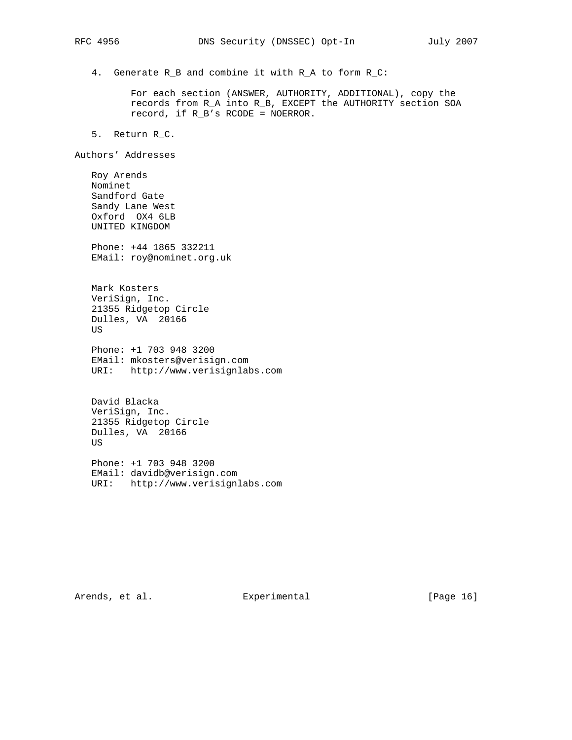4. Generate R_B and combine it with R_A to form R_C:

   For each section (ANSWER, AUTHORITY, ADDITIONAL), copy the records from R_A into R_B, EXCEPT the AUTHORITY section SOA record, if R_B's RCODE = NOERROR.

5. Return R_C.

## Authors' Addresses

Roy Arends
Nominet
Sandford Gate
Sandy Lane West
Oxford  OX4 6LB
UNITED KINGDOM

Phone: +44 1865 332211
EMail: roy@nominet.org.uk

Mark Kosters
VeriSign, Inc.
21355 Ridgetop Circle
Dulles, VA  20166
US

Phone: +1 703 948 3200
EMail: mkosters@verisign.com
URI:   http://www.verisignlabs.com

David Blacka
VeriSign, Inc.
21355 Ridgetop Circle
Dulles, VA  20166
US

Phone: +1 703 948 3200
EMail: davidb@verisign.com
URI:   http://www.verisignlabs.com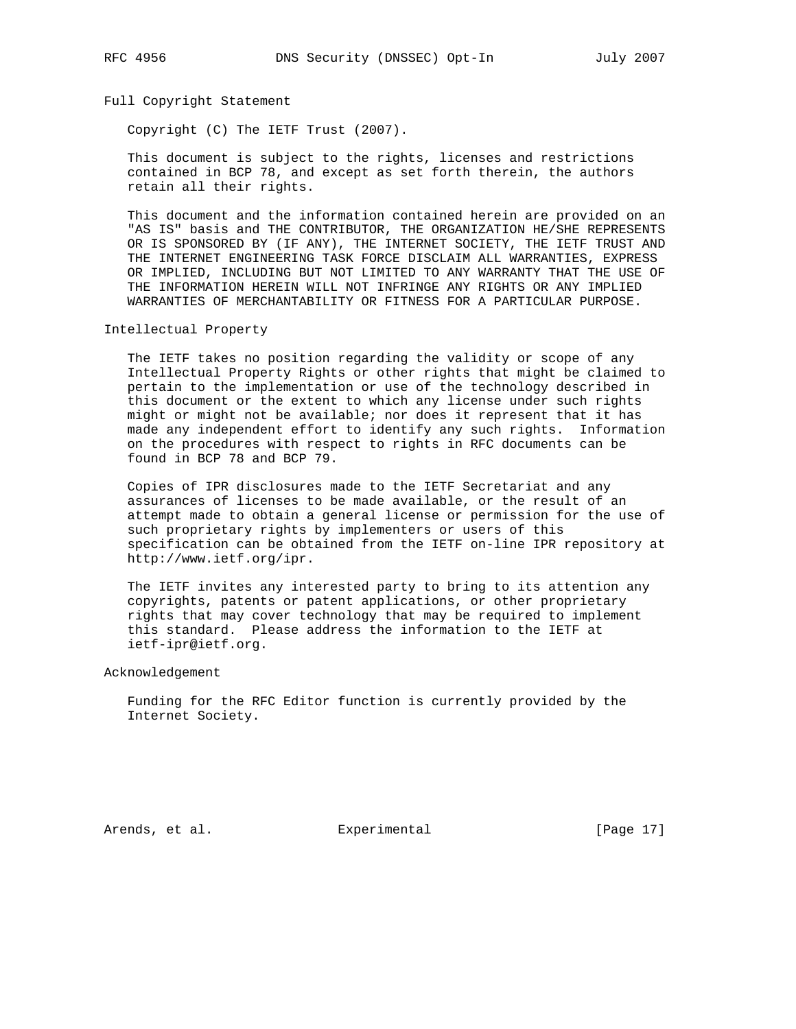## Full Copyright Statement

Copyright (C) The IETF Trust (2007).

This document is subject to the rights, licenses and restrictions contained in BCP 78, and except as set forth therein, the authors retain all their rights.

This document and the information contained herein are provided on an "AS IS" basis and THE CONTRIBUTOR, THE ORGANIZATION HE/SHE REPRESENTS OR IS SPONSORED BY (IF ANY), THE INTERNET SOCIETY, THE IETF TRUST AND THE INTERNET ENGINEERING TASK FORCE DISCLAIM ALL WARRANTIES, EXPRESS OR IMPLIED, INCLUDING BUT NOT LIMITED TO ANY WARRANTY THAT THE USE OF THE INFORMATION HEREIN WILL NOT INFRINGE ANY RIGHTS OR ANY IMPLIED WARRANTIES OF MERCHANTABILITY OR FITNESS FOR A PARTICULAR PURPOSE.

## Intellectual Property

The IETF takes no position regarding the validity or scope of any Intellectual Property Rights or other rights that might be claimed to pertain to the implementation or use of the technology described in this document or the extent to which any license under such rights might or might not be available; nor does it represent that it has made any independent effort to identify any such rights. Information on the procedures with respect to rights in RFC documents can be found in BCP 78 and BCP 79.

Copies of IPR disclosures made to the IETF Secretariat and any assurances of licenses to be made available, or the result of an attempt made to obtain a general license or permission for the use of such proprietary rights by implementers or users of this specification can be obtained from the IETF on-line IPR repository at http://www.ietf.org/ipr.

The IETF invites any interested party to bring to its attention any copyrights, patents or patent applications, or other proprietary rights that may cover technology that may be required to implement this standard. Please address the information to the IETF at ietf-ipr@ietf.org.

## Acknowledgement

Funding for the RFC Editor function is currently provided by the Internet Society.